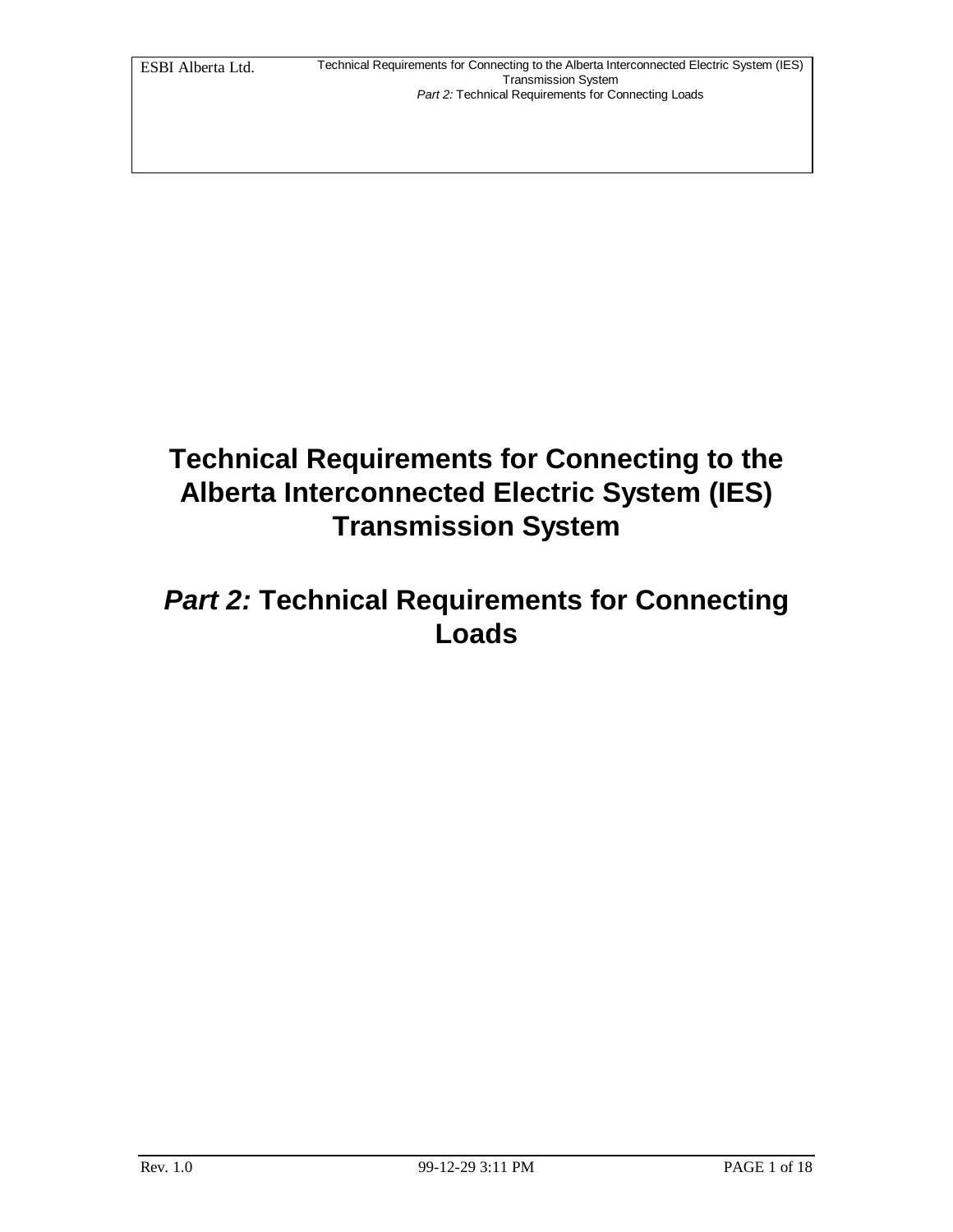# Technical Requirements for Connecting to the Alberta Interconnected Electric System (IES) Transmission System

## *Part 2:* Technical Requirements for Connecting Loads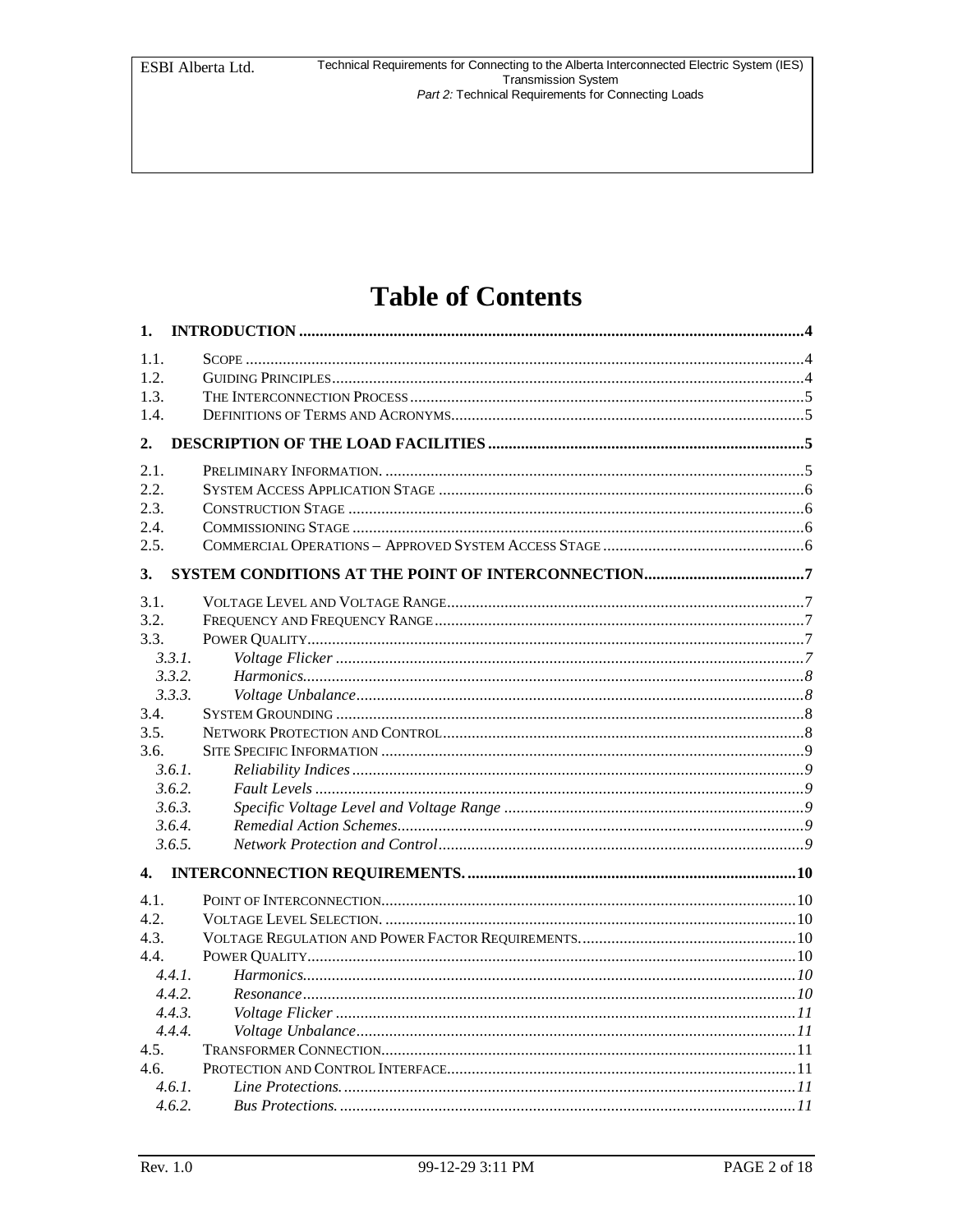# Table of Contents

**1. INTRODUCTION .......... 4**

1.1. Scope .......... 4
1.2. Guiding Principles .......... 4
1.3. The Interconnection Process .......... 5
1.4. Definitions of Terms and Acronyms .......... 5

**2. DESCRIPTION OF THE LOAD FACILITIES .......... 5**

2.1. Preliminary Information. .......... 5
2.2. System Access Application Stage .......... 6
2.3. Construction Stage .......... 6
2.4. Commissioning Stage .......... 6
2.5. Commercial Operations – Approved System Access Stage .......... 6

**3. SYSTEM CONDITIONS AT THE POINT OF INTERCONNECTION .......... 7**

3.1. Voltage Level and Voltage Range .......... 7
3.2. Frequency and Frequency Range .......... 7
3.3. Power Quality .......... 7
- *3.3.1. Voltage Flicker .......... 7*
- *3.3.2. Harmonics .......... 8*
- *3.3.3. Voltage Unbalance .......... 8*

3.4. System Grounding .......... 8
3.5. Network Protection and Control .......... 8
3.6. Site Specific Information .......... 9
- *3.6.1. Reliability Indices .......... 9*
- *3.6.2. Fault Levels .......... 9*
- *3.6.3. Specific Voltage Level and Voltage Range .......... 9*
- *3.6.4. Remedial Action Schemes .......... 9*
- *3.6.5. Network Protection and Control .......... 9*

**4. INTERCONNECTION REQUIREMENTS. .......... 10**

4.1. Point of Interconnection .......... 10
4.2. Voltage Level Selection. .......... 10
4.3. Voltage Regulation and Power Factor Requirements. .......... 10
4.4. Power Quality .......... 10
- *4.4.1. Harmonics .......... 10*
- *4.4.2. Resonance .......... 10*
- *4.4.3. Voltage Flicker .......... 11*
- *4.4.4. Voltage Unbalance .......... 11*

4.5. Transformer Connection .......... 11
4.6. Protection and Control Interface .......... 11
- *4.6.1. Line Protections. .......... 11*
- *4.6.2. Bus Protections. .......... 11*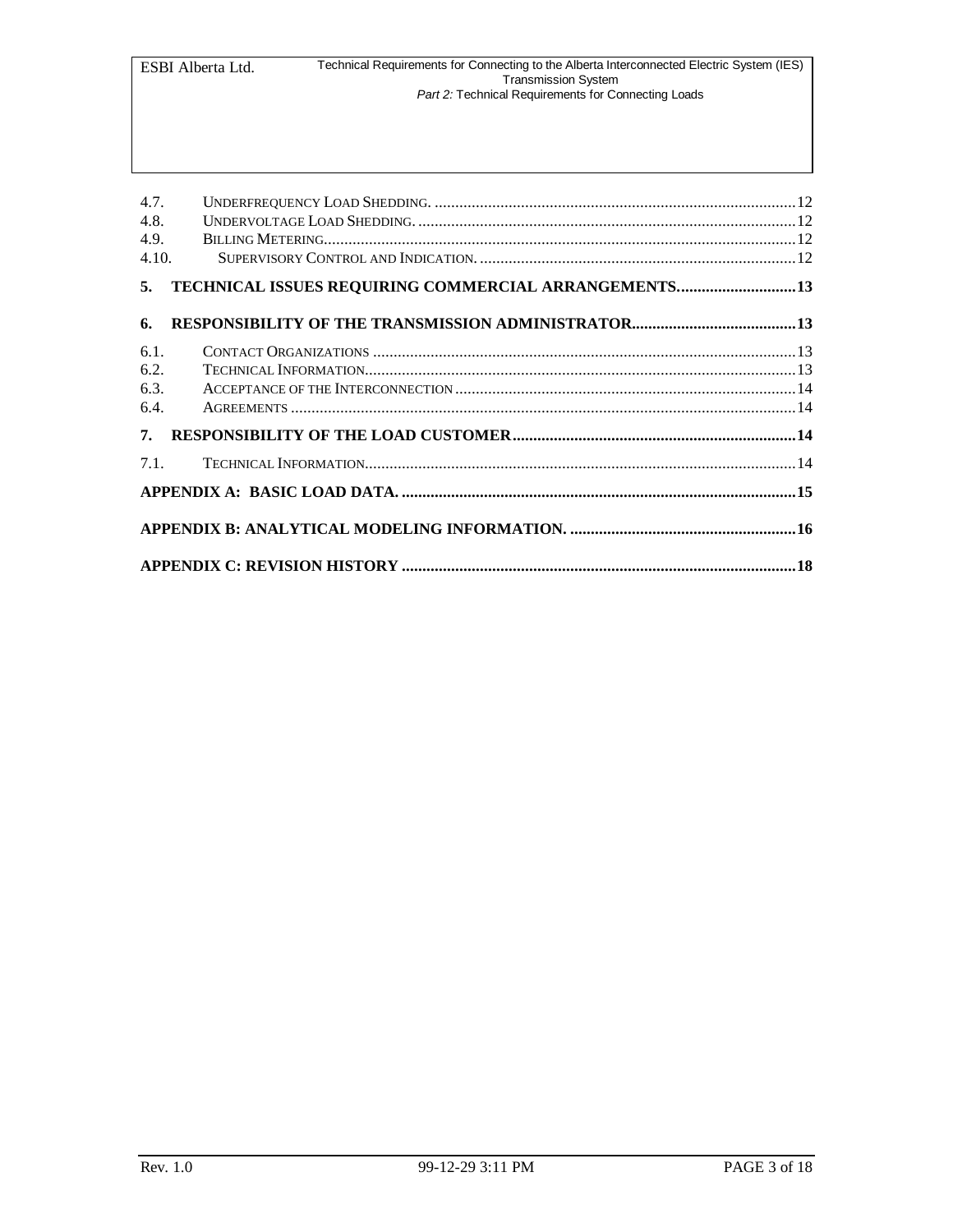4.7. UNDERFREQUENCY LOAD SHEDDING. ........................................................................................12
4.8. UNDERVOLTAGE LOAD SHEDDING. ...........................................................................................12
4.9. BILLING METERING.................................................................................................................12
4.10. SUPERVISORY CONTROL AND INDICATION. ............................................................................12

**5. TECHNICAL ISSUES REQUIRING COMMERCIAL ARRANGEMENTS.............................13**

**6. RESPONSIBILITY OF THE TRANSMISSION ADMINISTRATOR........................................13**

6.1. CONTACT ORGANIZATIONS ......................................................................................................13
6.2. TECHNICAL INFORMATION........................................................................................................13
6.3. ACCEPTANCE OF THE INTERCONNECTION ..................................................................................14
6.4. AGREEMENTS ..........................................................................................................................14

**7. RESPONSIBILITY OF THE LOAD CUSTOMER....................................................................14**

7.1. TECHNICAL INFORMATION........................................................................................................14

**APPENDIX A: BASIC LOAD DATA. ..............................................................................................15**

**APPENDIX B: ANALYTICAL MODELING INFORMATION. ......................................................16**

**APPENDIX C: REVISION HISTORY ..............................................................................................18**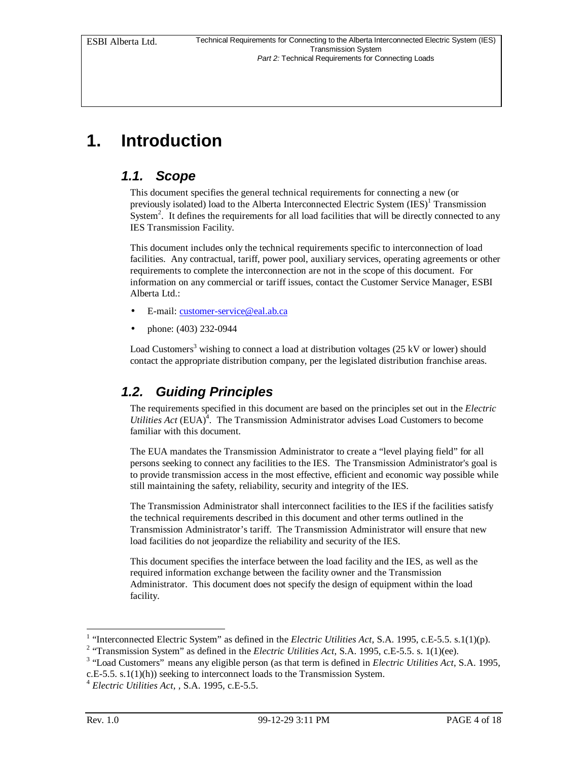# 1. Introduction

## 1.1. Scope

This document specifies the general technical requirements for connecting a new (or previously isolated) load to the Alberta Interconnected Electric System (IES)[1] Transmission System[2]. It defines the requirements for all load facilities that will be directly connected to any IES Transmission Facility.

This document includes only the technical requirements specific to interconnection of load facilities. Any contractual, tariff, power pool, auxiliary services, operating agreements or other requirements to complete the interconnection are not in the scope of this document. For information on any commercial or tariff issues, contact the Customer Service Manager, ESBI Alberta Ltd.:

- E-mail: customer-service@eal.ab.ca
- phone: (403) 232-0944

Load Customers[3] wishing to connect a load at distribution voltages (25 kV or lower) should contact the appropriate distribution company, per the legislated distribution franchise areas.

## 1.2. Guiding Principles

The requirements specified in this document are based on the principles set out in the *Electric Utilities Act* (EUA)[4]. The Transmission Administrator advises Load Customers to become familiar with this document.

The EUA mandates the Transmission Administrator to create a "level playing field" for all persons seeking to connect any facilities to the IES. The Transmission Administrator's goal is to provide transmission access in the most effective, efficient and economic way possible while still maintaining the safety, reliability, security and integrity of the IES.

The Transmission Administrator shall interconnect facilities to the IES if the facilities satisfy the technical requirements described in this document and other terms outlined in the Transmission Administrator's tariff. The Transmission Administrator will ensure that new load facilities do not jeopardize the reliability and security of the IES.

This document specifies the interface between the load facility and the IES, as well as the required information exchange between the facility owner and the Transmission Administrator. This document does not specify the design of equipment within the load facility.

---

[1] "Interconnected Electric System" as defined in the *Electric Utilities Act*, S.A. 1995, c.E-5.5. s.1(1)(p).

[2] "Transmission System" as defined in the *Electric Utilities Act*, S.A. 1995, c.E-5.5. s. 1(1)(ee).

[3] "Load Customers" means any eligible person (as that term is defined in *Electric Utilities Act*, S.A. 1995, c.E-5.5. s.1(1)(h)) seeking to interconnect loads to the Transmission System.

[4] *Electric Utilities Act*, , S.A. 1995, c.E-5.5.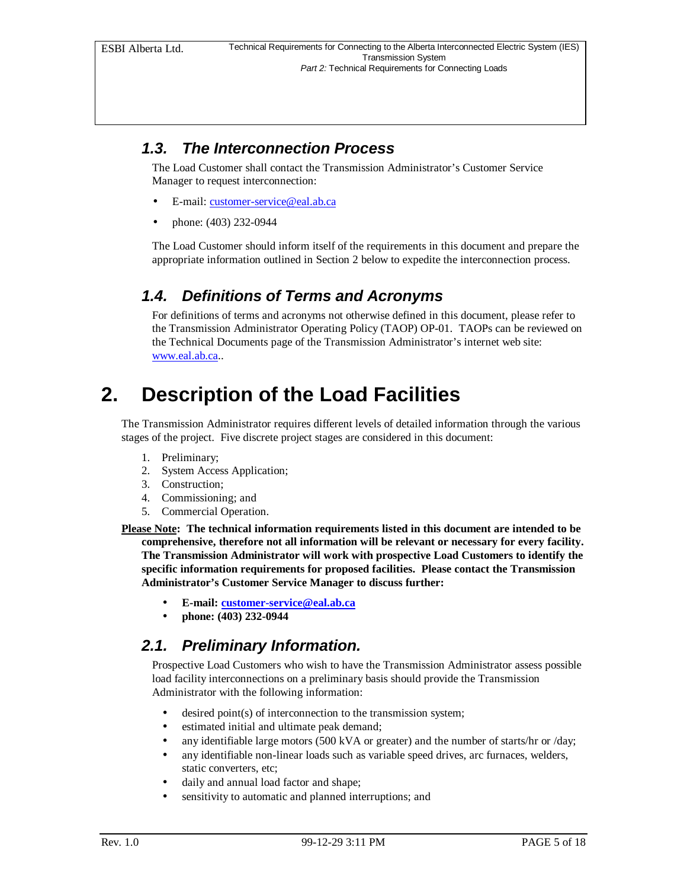### 1.3. The Interconnection Process

The Load Customer shall contact the Transmission Administrator's Customer Service Manager to request interconnection:

- E-mail: customer-service@eal.ab.ca
- phone: (403) 232-0944

The Load Customer should inform itself of the requirements in this document and prepare the appropriate information outlined in Section 2 below to expedite the interconnection process.

### 1.4. Definitions of Terms and Acronyms

For definitions of terms and acronyms not otherwise defined in this document, please refer to the Transmission Administrator Operating Policy (TAOP) OP-01. TAOPs can be reviewed on the Technical Documents page of the Transmission Administrator's internet web site: www.eal.ab.ca..

# 2. Description of the Load Facilities

The Transmission Administrator requires different levels of detailed information through the various stages of the project. Five discrete project stages are considered in this document:

1. Preliminary;
2. System Access Application;
3. Construction;
4. Commissioning; and
5. Commercial Operation.

**Please Note: The technical information requirements listed in this document are intended to be comprehensive, therefore not all information will be relevant or necessary for every facility. The Transmission Administrator will work with prospective Load Customers to identify the specific information requirements for proposed facilities. Please contact the Transmission Administrator's Customer Service Manager to discuss further:**

- **E-mail: customer-service@eal.ab.ca**
- **phone: (403) 232-0944**

### 2.1. Preliminary Information.

Prospective Load Customers who wish to have the Transmission Administrator assess possible load facility interconnections on a preliminary basis should provide the Transmission Administrator with the following information:

- desired point(s) of interconnection to the transmission system;
- estimated initial and ultimate peak demand;
- any identifiable large motors (500 kVA or greater) and the number of starts/hr or /day;
- any identifiable non-linear loads such as variable speed drives, arc furnaces, welders, static converters, etc;
- daily and annual load factor and shape;
- sensitivity to automatic and planned interruptions; and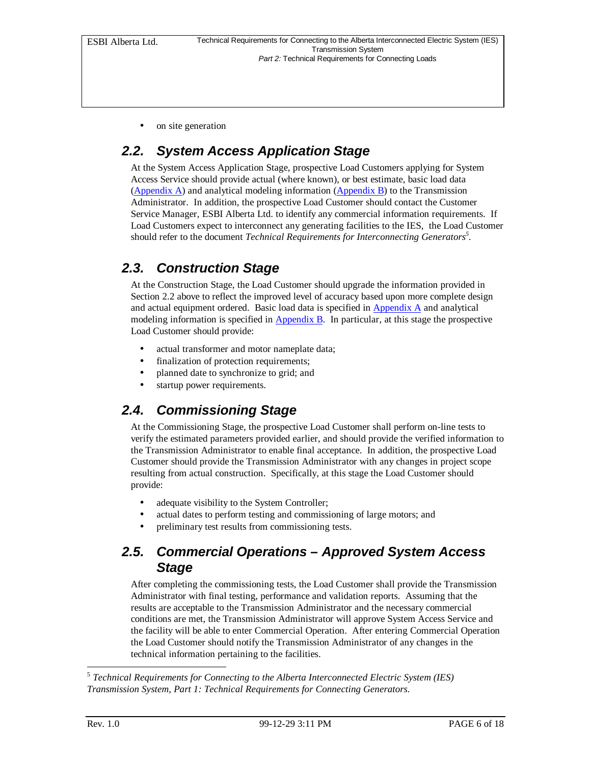- on site generation

## 2.2. System Access Application Stage

At the System Access Application Stage, prospective Load Customers applying for System Access Service should provide actual (where known), or best estimate, basic load data (Appendix A) and analytical modeling information (Appendix B) to the Transmission Administrator. In addition, the prospective Load Customer should contact the Customer Service Manager, ESBI Alberta Ltd. to identify any commercial information requirements. If Load Customers expect to interconnect any generating facilities to the IES, the Load Customer should refer to the document *Technical Requirements for Interconnecting Generators*[5].

## 2.3. Construction Stage

At the Construction Stage, the Load Customer should upgrade the information provided in Section 2.2 above to reflect the improved level of accuracy based upon more complete design and actual equipment ordered. Basic load data is specified in Appendix A and analytical modeling information is specified in Appendix B. In particular, at this stage the prospective Load Customer should provide:

- actual transformer and motor nameplate data;
- finalization of protection requirements;
- planned date to synchronize to grid; and
- startup power requirements.

## 2.4. Commissioning Stage

At the Commissioning Stage, the prospective Load Customer shall perform on-line tests to verify the estimated parameters provided earlier, and should provide the verified information to the Transmission Administrator to enable final acceptance. In addition, the prospective Load Customer should provide the Transmission Administrator with any changes in project scope resulting from actual construction. Specifically, at this stage the Load Customer should provide:

- adequate visibility to the System Controller;
- actual dates to perform testing and commissioning of large motors; and
- preliminary test results from commissioning tests.

## 2.5. Commercial Operations – Approved System Access Stage

After completing the commissioning tests, the Load Customer shall provide the Transmission Administrator with final testing, performance and validation reports. Assuming that the results are acceptable to the Transmission Administrator and the necessary commercial conditions are met, the Transmission Administrator will approve System Access Service and the facility will be able to enter Commercial Operation. After entering Commercial Operation the Load Customer should notify the Transmission Administrator of any changes in the technical information pertaining to the facilities.

---

[5] *Technical Requirements for Connecting to the Alberta Interconnected Electric System (IES) Transmission System, Part 1: Technical Requirements for Connecting Generators.*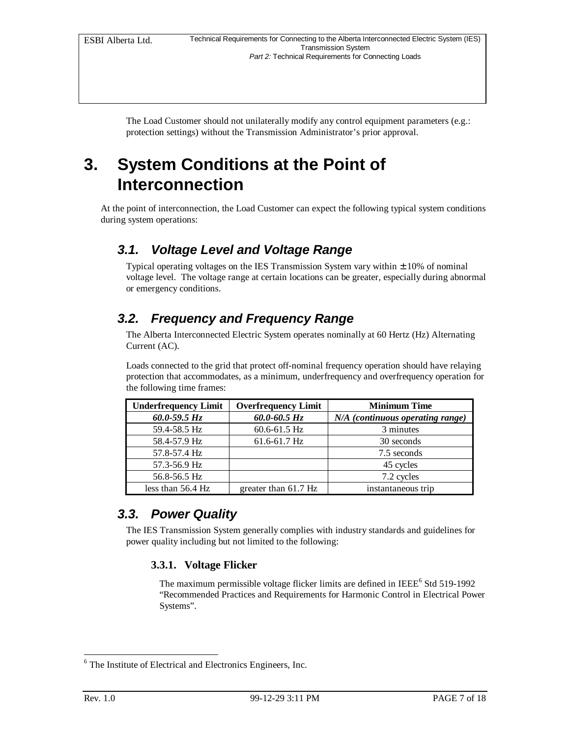The Load Customer should not unilaterally modify any control equipment parameters (e.g.: protection settings) without the Transmission Administrator's prior approval.

# 3. System Conditions at the Point of Interconnection

At the point of interconnection, the Load Customer can expect the following typical system conditions during system operations:

## 3.1. Voltage Level and Voltage Range

Typical operating voltages on the IES Transmission System vary within ± 10% of nominal voltage level. The voltage range at certain locations can be greater, especially during abnormal or emergency conditions.

## 3.2. Frequency and Frequency Range

The Alberta Interconnected Electric System operates nominally at 60 Hertz (Hz) Alternating Current (AC).

Loads connected to the grid that protect off-nominal frequency operation should have relaying protection that accommodates, as a minimum, underfrequency and overfrequency operation for the following time frames:

| Underfrequency Limit | Overfrequency Limit | Minimum Time |
|---|---|---|
| ***60.0-59.5 Hz*** | ***60.0-60.5 Hz*** | ***N/A (continuous operating range)*** |
| 59.4-58.5 Hz | 60.6-61.5 Hz | 3 minutes |
| 58.4-57.9 Hz | 61.6-61.7 Hz | 30 seconds |
| 57.8-57.4 Hz | | 7.5 seconds |
| 57.3-56.9 Hz | | 45 cycles |
| 56.8-56.5 Hz | | 7.2 cycles |
| less than 56.4 Hz | greater than 61.7 Hz | instantaneous trip |

## 3.3. Power Quality

The IES Transmission System generally complies with industry standards and guidelines for power quality including but not limited to the following:

### 3.3.1. Voltage Flicker

The maximum permissible voltage flicker limits are defined in IEEE[6] Std 519-1992 "Recommended Practices and Requirements for Harmonic Control in Electrical Power Systems".

[6] The Institute of Electrical and Electronics Engineers, Inc.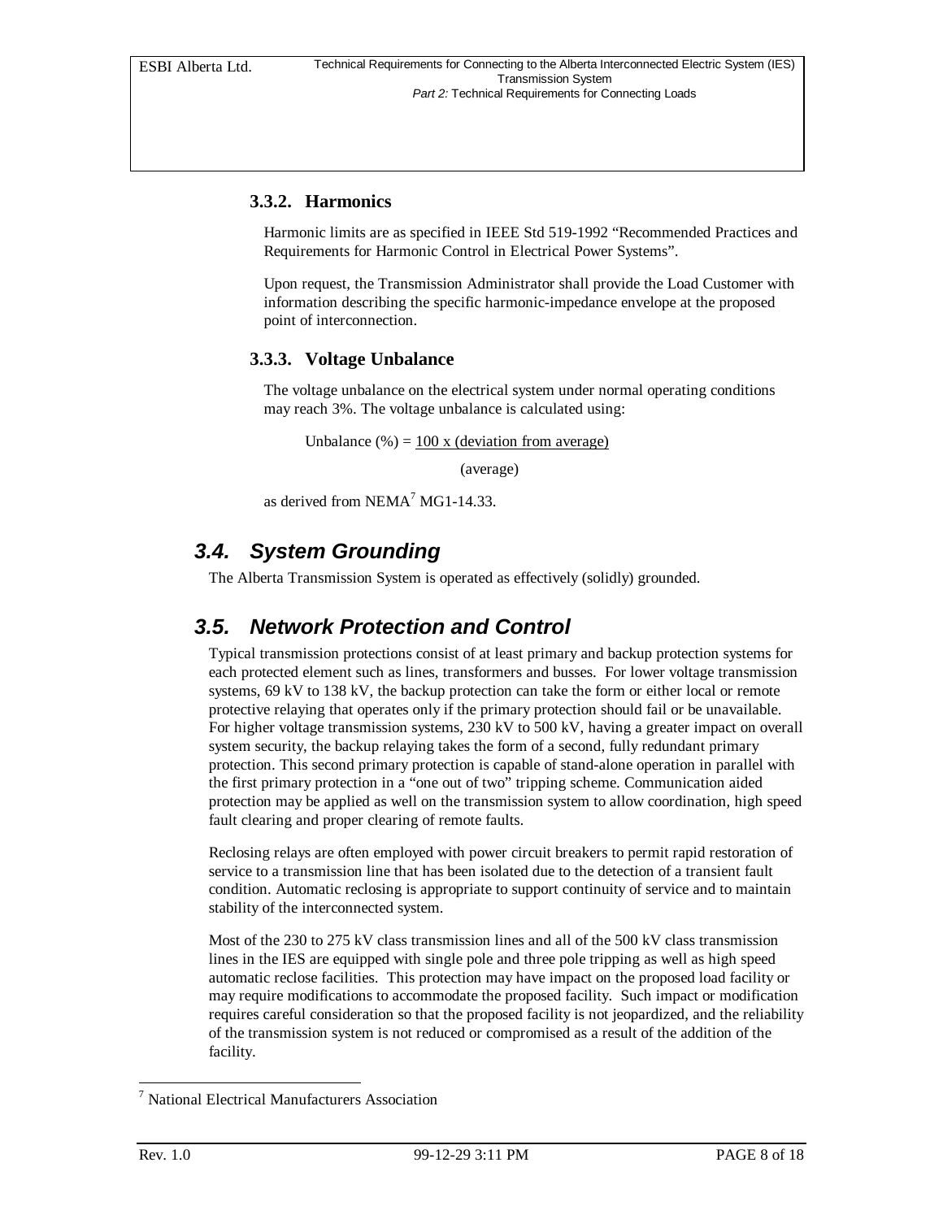### 3.3.2. Harmonics

Harmonic limits are as specified in IEEE Std 519-1992 "Recommended Practices and Requirements for Harmonic Control in Electrical Power Systems".

Upon request, the Transmission Administrator shall provide the Load Customer with information describing the specific harmonic-impedance envelope at the proposed point of interconnection.

### 3.3.3. Voltage Unbalance

The voltage unbalance on the electrical system under normal operating conditions may reach 3%. The voltage unbalance is calculated using:

$$\text{Unbalance (\%)} = \frac{100 \times \text{(deviation from average)}}{\text{(average)}}$$

as derived from NEMA[7] MG1-14.33.

## 3.4. System Grounding

The Alberta Transmission System is operated as effectively (solidly) grounded.

## 3.5. Network Protection and Control

Typical transmission protections consist of at least primary and backup protection systems for each protected element such as lines, transformers and busses. For lower voltage transmission systems, 69 kV to 138 kV, the backup protection can take the form or either local or remote protective relaying that operates only if the primary protection should fail or be unavailable. For higher voltage transmission systems, 230 kV to 500 kV, having a greater impact on overall system security, the backup relaying takes the form of a second, fully redundant primary protection. This second primary protection is capable of stand-alone operation in parallel with the first primary protection in a "one out of two" tripping scheme. Communication aided protection may be applied as well on the transmission system to allow coordination, high speed fault clearing and proper clearing of remote faults.

Reclosing relays are often employed with power circuit breakers to permit rapid restoration of service to a transmission line that has been isolated due to the detection of a transient fault condition. Automatic reclosing is appropriate to support continuity of service and to maintain stability of the interconnected system.

Most of the 230 to 275 kV class transmission lines and all of the 500 kV class transmission lines in the IES are equipped with single pole and three pole tripping as well as high speed automatic reclose facilities. This protection may have impact on the proposed load facility or may require modifications to accommodate the proposed facility. Such impact or modification requires careful consideration so that the proposed facility is not jeopardized, and the reliability of the transmission system is not reduced or compromised as a result of the addition of the facility.

---

[7] National Electrical Manufacturers Association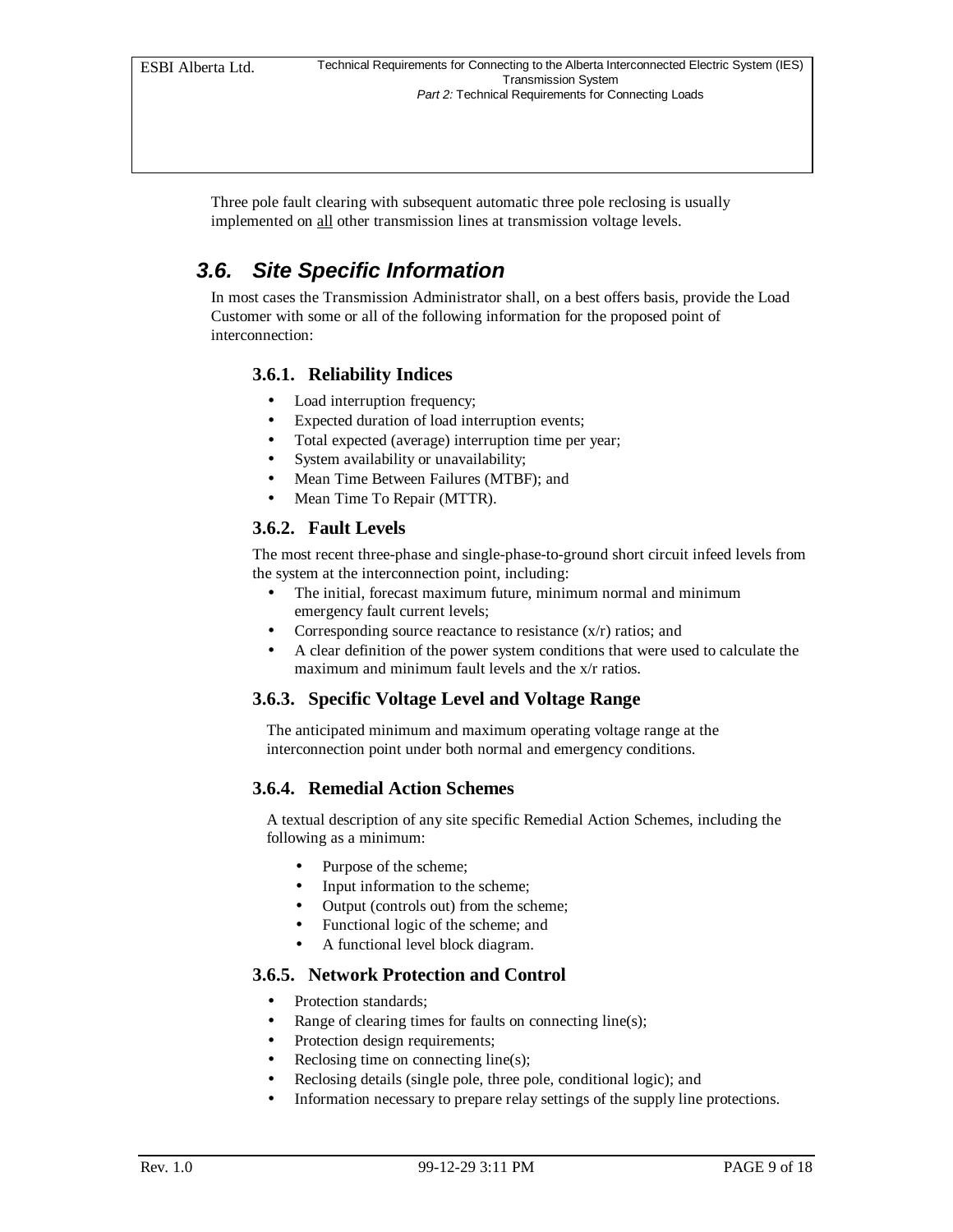Three pole fault clearing with subsequent automatic three pole reclosing is usually implemented on <u>all</u> other transmission lines at transmission voltage levels.

## *3.6. Site Specific Information*

In most cases the Transmission Administrator shall, on a best offers basis, provide the Load Customer with some or all of the following information for the proposed point of interconnection:

### 3.6.1. Reliability Indices

- Load interruption frequency;
- Expected duration of load interruption events;
- Total expected (average) interruption time per year;
- System availability or unavailability;
- Mean Time Between Failures (MTBF); and
- Mean Time To Repair (MTTR).

### 3.6.2. Fault Levels

The most recent three-phase and single-phase-to-ground short circuit infeed levels from the system at the interconnection point, including:

- The initial, forecast maximum future, minimum normal and minimum emergency fault current levels;
- Corresponding source reactance to resistance (x/r) ratios; and
- A clear definition of the power system conditions that were used to calculate the maximum and minimum fault levels and the x/r ratios.

### 3.6.3. Specific Voltage Level and Voltage Range

The anticipated minimum and maximum operating voltage range at the interconnection point under both normal and emergency conditions.

### 3.6.4. Remedial Action Schemes

A textual description of any site specific Remedial Action Schemes, including the following as a minimum:

- Purpose of the scheme;
- Input information to the scheme;
- Output (controls out) from the scheme;
- Functional logic of the scheme; and
- A functional level block diagram.

### 3.6.5. Network Protection and Control

- Protection standards;
- Range of clearing times for faults on connecting line(s);
- Protection design requirements;
- Reclosing time on connecting line(s);
- Reclosing details (single pole, three pole, conditional logic); and
- Information necessary to prepare relay settings of the supply line protections.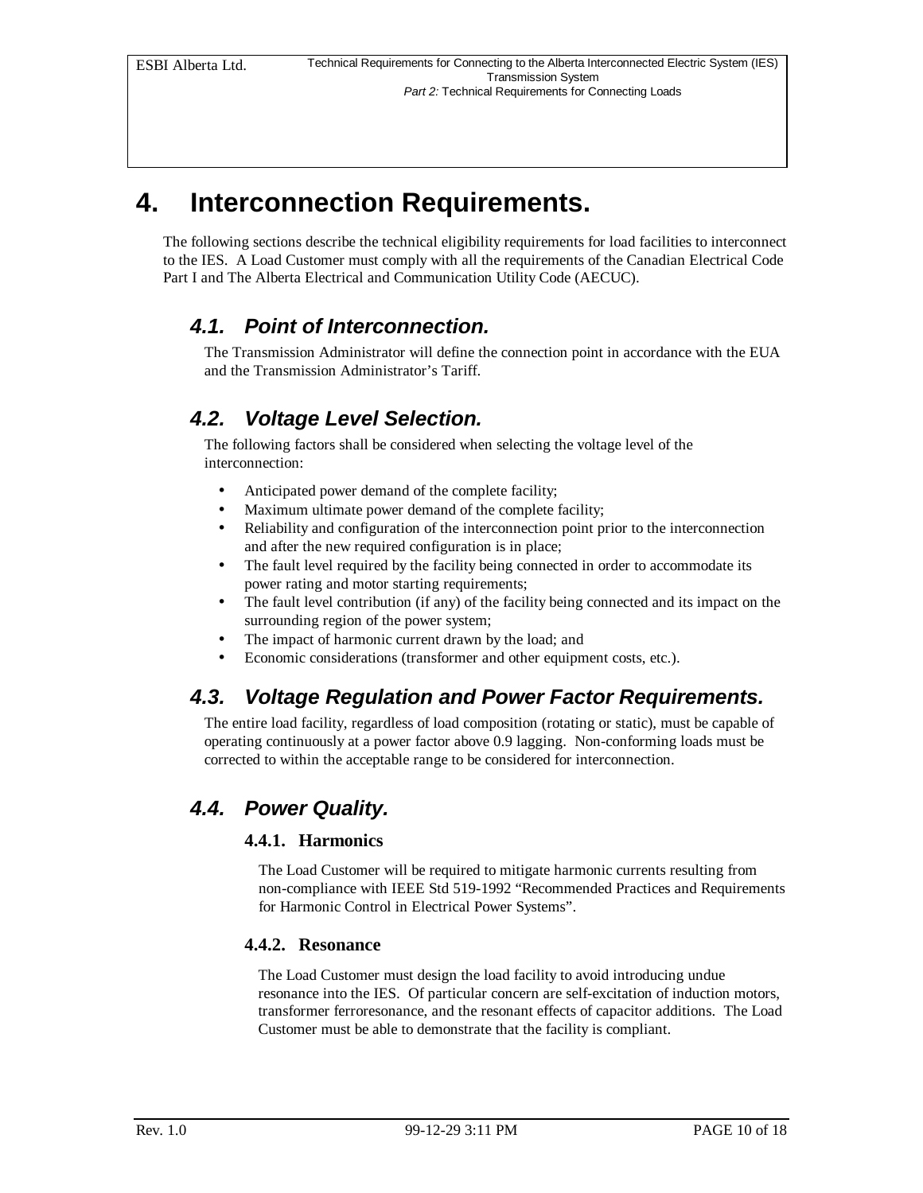# 4. Interconnection Requirements.

The following sections describe the technical eligibility requirements for load facilities to interconnect to the IES. A Load Customer must comply with all the requirements of the Canadian Electrical Code Part I and The Alberta Electrical and Communication Utility Code (AECUC).

## 4.1. Point of Interconnection.

The Transmission Administrator will define the connection point in accordance with the EUA and the Transmission Administrator's Tariff.

## 4.2. Voltage Level Selection.

The following factors shall be considered when selecting the voltage level of the interconnection:

- Anticipated power demand of the complete facility;
- Maximum ultimate power demand of the complete facility;
- Reliability and configuration of the interconnection point prior to the interconnection and after the new required configuration is in place;
- The fault level required by the facility being connected in order to accommodate its power rating and motor starting requirements;
- The fault level contribution (if any) of the facility being connected and its impact on the surrounding region of the power system;
- The impact of harmonic current drawn by the load; and
- Economic considerations (transformer and other equipment costs, etc.).

## 4.3. Voltage Regulation and Power Factor Requirements.

The entire load facility, regardless of load composition (rotating or static), must be capable of operating continuously at a power factor above 0.9 lagging. Non-conforming loads must be corrected to within the acceptable range to be considered for interconnection.

## 4.4. Power Quality.

### 4.4.1. Harmonics

The Load Customer will be required to mitigate harmonic currents resulting from non-compliance with IEEE Std 519-1992 "Recommended Practices and Requirements for Harmonic Control in Electrical Power Systems".

### 4.4.2. Resonance

The Load Customer must design the load facility to avoid introducing undue resonance into the IES. Of particular concern are self-excitation of induction motors, transformer ferroresonance, and the resonant effects of capacitor additions. The Load Customer must be able to demonstrate that the facility is compliant.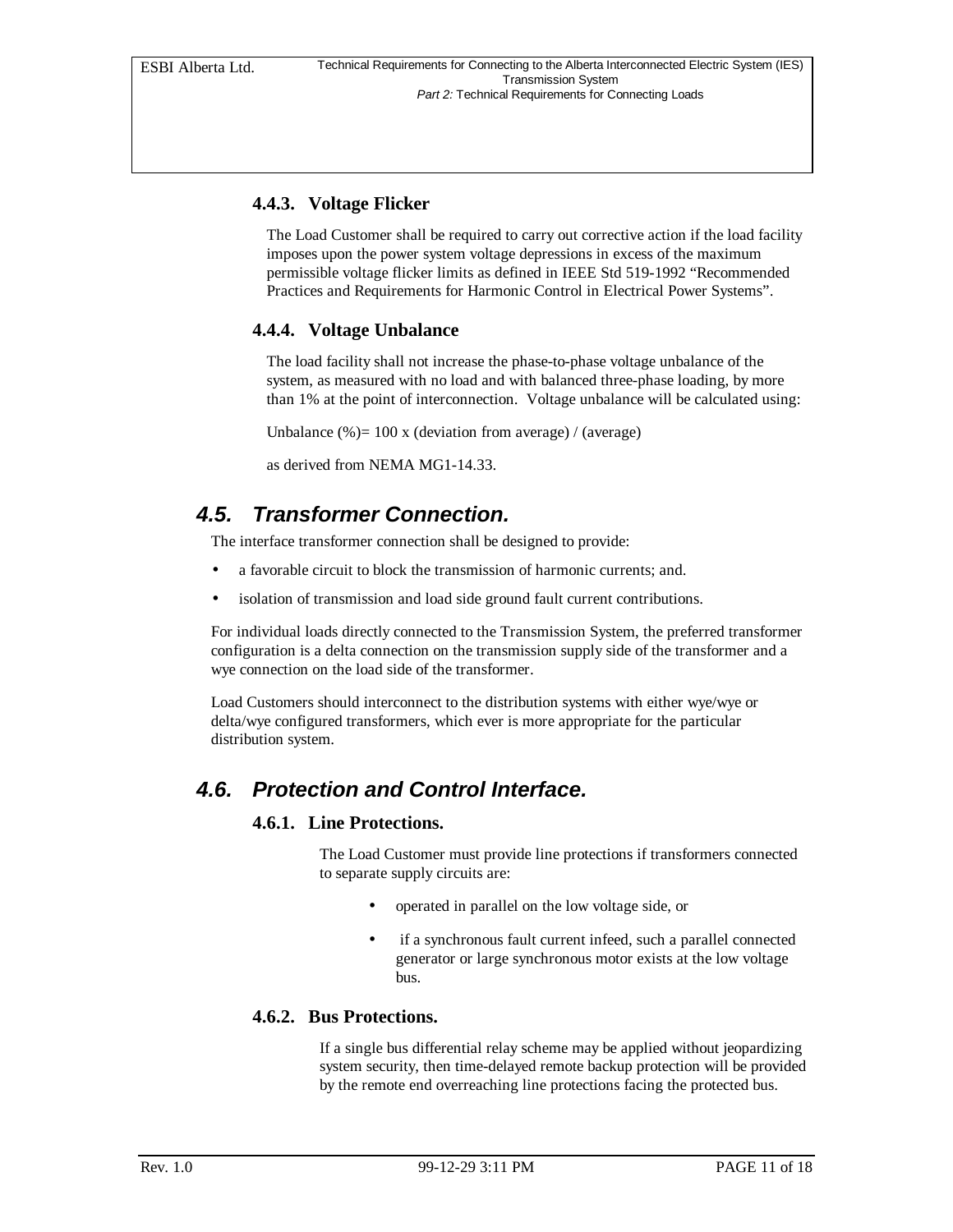### 4.4.3. Voltage Flicker

The Load Customer shall be required to carry out corrective action if the load facility imposes upon the power system voltage depressions in excess of the maximum permissible voltage flicker limits as defined in IEEE Std 519-1992 "Recommended Practices and Requirements for Harmonic Control in Electrical Power Systems".

### 4.4.4. Voltage Unbalance

The load facility shall not increase the phase-to-phase voltage unbalance of the system, as measured with no load and with balanced three-phase loading, by more than 1% at the point of interconnection. Voltage unbalance will be calculated using:

Unbalance (%)= 100 x (deviation from average) / (average)

as derived from NEMA MG1-14.33.

## *4.5. Transformer Connection.*

The interface transformer connection shall be designed to provide:

- a favorable circuit to block the transmission of harmonic currents; and.
- isolation of transmission and load side ground fault current contributions.

For individual loads directly connected to the Transmission System, the preferred transformer configuration is a delta connection on the transmission supply side of the transformer and a wye connection on the load side of the transformer.

Load Customers should interconnect to the distribution systems with either wye/wye or delta/wye configured transformers, which ever is more appropriate for the particular distribution system.

## *4.6. Protection and Control Interface.*

### 4.6.1. Line Protections.

The Load Customer must provide line protections if transformers connected to separate supply circuits are:

- operated in parallel on the low voltage side, or
- if a synchronous fault current infeed, such a parallel connected generator or large synchronous motor exists at the low voltage bus.

### 4.6.2. Bus Protections.

If a single bus differential relay scheme may be applied without jeopardizing system security, then time-delayed remote backup protection will be provided by the remote end overreaching line protections facing the protected bus.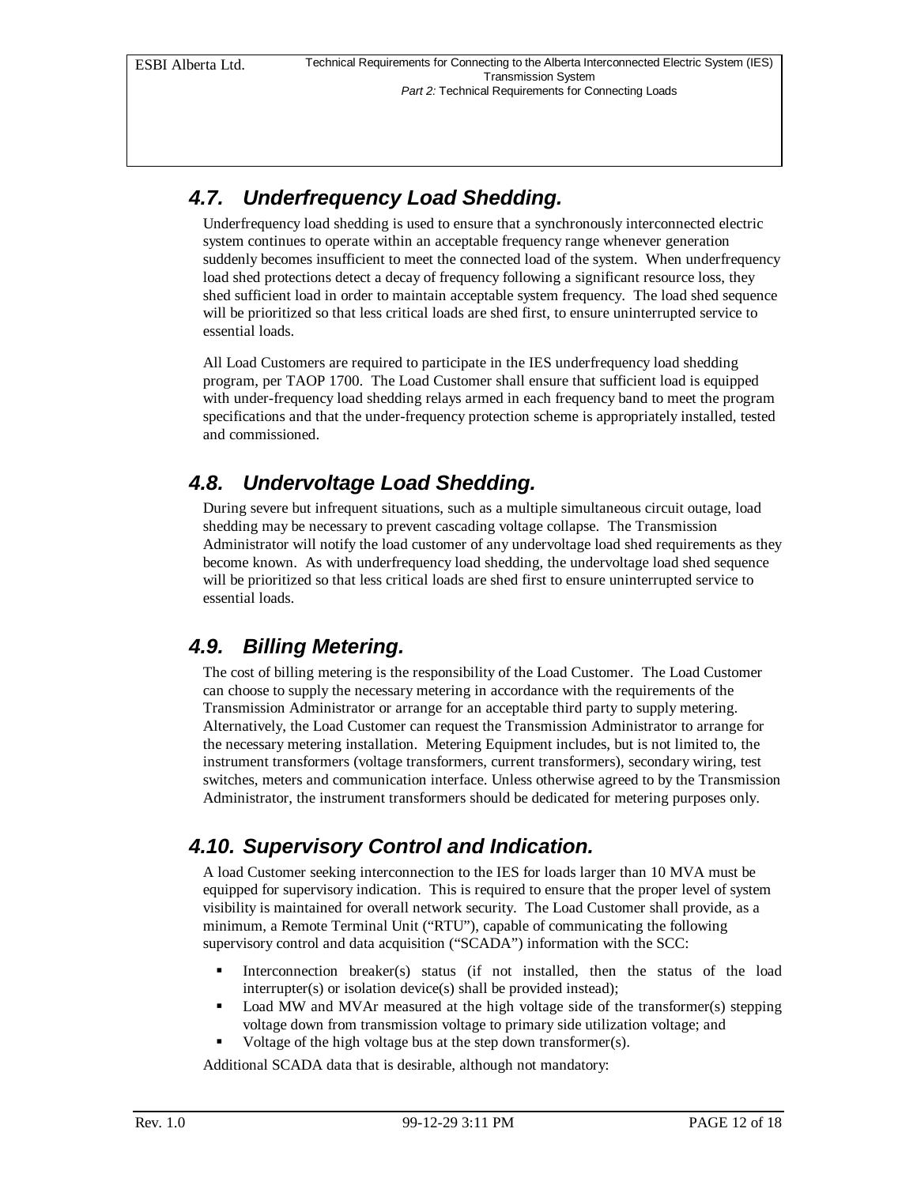## 4.7. Underfrequency Load Shedding.

Underfrequency load shedding is used to ensure that a synchronously interconnected electric system continues to operate within an acceptable frequency range whenever generation suddenly becomes insufficient to meet the connected load of the system. When underfrequency load shed protections detect a decay of frequency following a significant resource loss, they shed sufficient load in order to maintain acceptable system frequency. The load shed sequence will be prioritized so that less critical loads are shed first, to ensure uninterrupted service to essential loads.

All Load Customers are required to participate in the IES underfrequency load shedding program, per TAOP 1700. The Load Customer shall ensure that sufficient load is equipped with under-frequency load shedding relays armed in each frequency band to meet the program specifications and that the under-frequency protection scheme is appropriately installed, tested and commissioned.

## 4.8. Undervoltage Load Shedding.

During severe but infrequent situations, such as a multiple simultaneous circuit outage, load shedding may be necessary to prevent cascading voltage collapse. The Transmission Administrator will notify the load customer of any undervoltage load shed requirements as they become known. As with underfrequency load shedding, the undervoltage load shed sequence will be prioritized so that less critical loads are shed first to ensure uninterrupted service to essential loads.

## 4.9. Billing Metering.

The cost of billing metering is the responsibility of the Load Customer. The Load Customer can choose to supply the necessary metering in accordance with the requirements of the Transmission Administrator or arrange for an acceptable third party to supply metering. Alternatively, the Load Customer can request the Transmission Administrator to arrange for the necessary metering installation. Metering Equipment includes, but is not limited to, the instrument transformers (voltage transformers, current transformers), secondary wiring, test switches, meters and communication interface. Unless otherwise agreed to by the Transmission Administrator, the instrument transformers should be dedicated for metering purposes only.

## 4.10. Supervisory Control and Indication.

A load Customer seeking interconnection to the IES for loads larger than 10 MVA must be equipped for supervisory indication. This is required to ensure that the proper level of system visibility is maintained for overall network security. The Load Customer shall provide, as a minimum, a Remote Terminal Unit ("RTU"), capable of communicating the following supervisory control and data acquisition ("SCADA") information with the SCC:

- Interconnection breaker(s) status (if not installed, then the status of the load interrupter(s) or isolation device(s) shall be provided instead);
- Load MW and MVAr measured at the high voltage side of the transformer(s) stepping voltage down from transmission voltage to primary side utilization voltage; and
- Voltage of the high voltage bus at the step down transformer(s).

Additional SCADA data that is desirable, although not mandatory: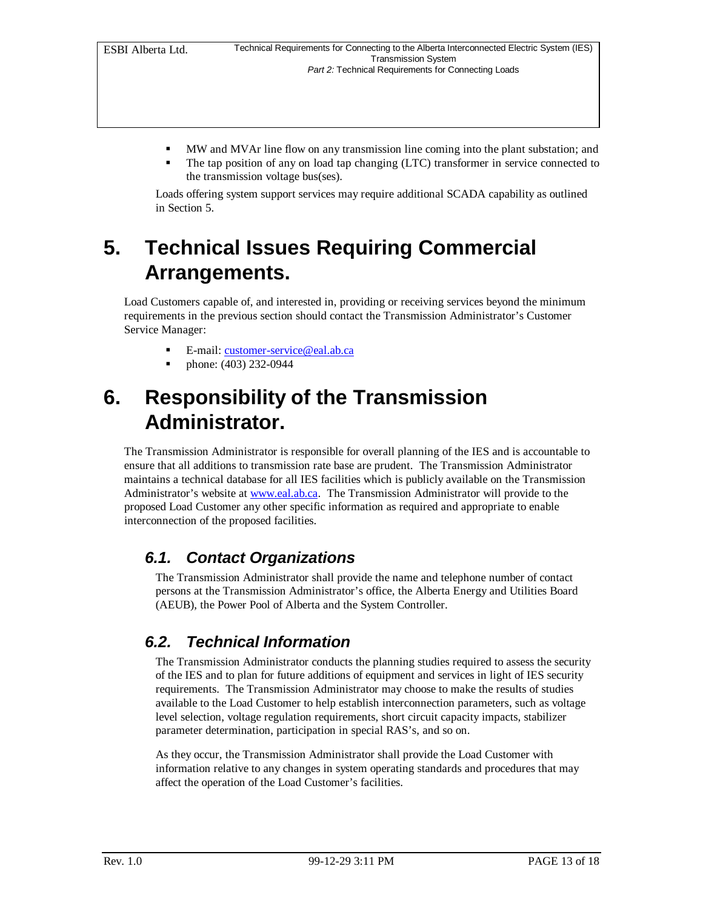- MW and MVAr line flow on any transmission line coming into the plant substation; and
- The tap position of any on load tap changing (LTC) transformer in service connected to the transmission voltage bus(ses).

Loads offering system support services may require additional SCADA capability as outlined in Section 5.

# 5. Technical Issues Requiring Commercial Arrangements.

Load Customers capable of, and interested in, providing or receiving services beyond the minimum requirements in the previous section should contact the Transmission Administrator's Customer Service Manager:

- E-mail: customer-service@eal.ab.ca
- phone: (403) 232-0944

# 6. Responsibility of the Transmission Administrator.

The Transmission Administrator is responsible for overall planning of the IES and is accountable to ensure that all additions to transmission rate base are prudent. The Transmission Administrator maintains a technical database for all IES facilities which is publicly available on the Transmission Administrator's website at www.eal.ab.ca. The Transmission Administrator will provide to the proposed Load Customer any other specific information as required and appropriate to enable interconnection of the proposed facilities.

## *6.1. Contact Organizations*

The Transmission Administrator shall provide the name and telephone number of contact persons at the Transmission Administrator's office, the Alberta Energy and Utilities Board (AEUB), the Power Pool of Alberta and the System Controller.

## *6.2. Technical Information*

The Transmission Administrator conducts the planning studies required to assess the security of the IES and to plan for future additions of equipment and services in light of IES security requirements. The Transmission Administrator may choose to make the results of studies available to the Load Customer to help establish interconnection parameters, such as voltage level selection, voltage regulation requirements, short circuit capacity impacts, stabilizer parameter determination, participation in special RAS's, and so on.

As they occur, the Transmission Administrator shall provide the Load Customer with information relative to any changes in system operating standards and procedures that may affect the operation of the Load Customer's facilities.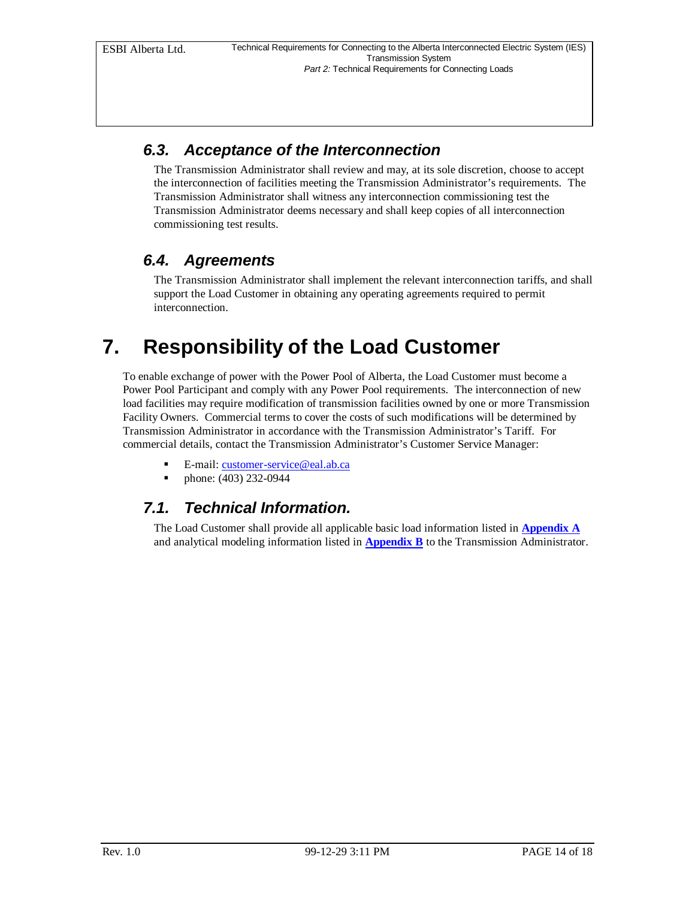### 6.3. Acceptance of the Interconnection

The Transmission Administrator shall review and may, at its sole discretion, choose to accept the interconnection of facilities meeting the Transmission Administrator's requirements. The Transmission Administrator shall witness any interconnection commissioning test the Transmission Administrator deems necessary and shall keep copies of all interconnection commissioning test results.

### 6.4. Agreements

The Transmission Administrator shall implement the relevant interconnection tariffs, and shall support the Load Customer in obtaining any operating agreements required to permit interconnection.

## 7. Responsibility of the Load Customer

To enable exchange of power with the Power Pool of Alberta, the Load Customer must become a Power Pool Participant and comply with any Power Pool requirements. The interconnection of new load facilities may require modification of transmission facilities owned by one or more Transmission Facility Owners. Commercial terms to cover the costs of such modifications will be determined by Transmission Administrator in accordance with the Transmission Administrator's Tariff. For commercial details, contact the Transmission Administrator's Customer Service Manager:

- E-mail: customer-service@eal.ab.ca
- phone: (403) 232-0944

### 7.1. Technical Information.

The Load Customer shall provide all applicable basic load information listed in **Appendix A** and analytical modeling information listed in **Appendix B** to the Transmission Administrator.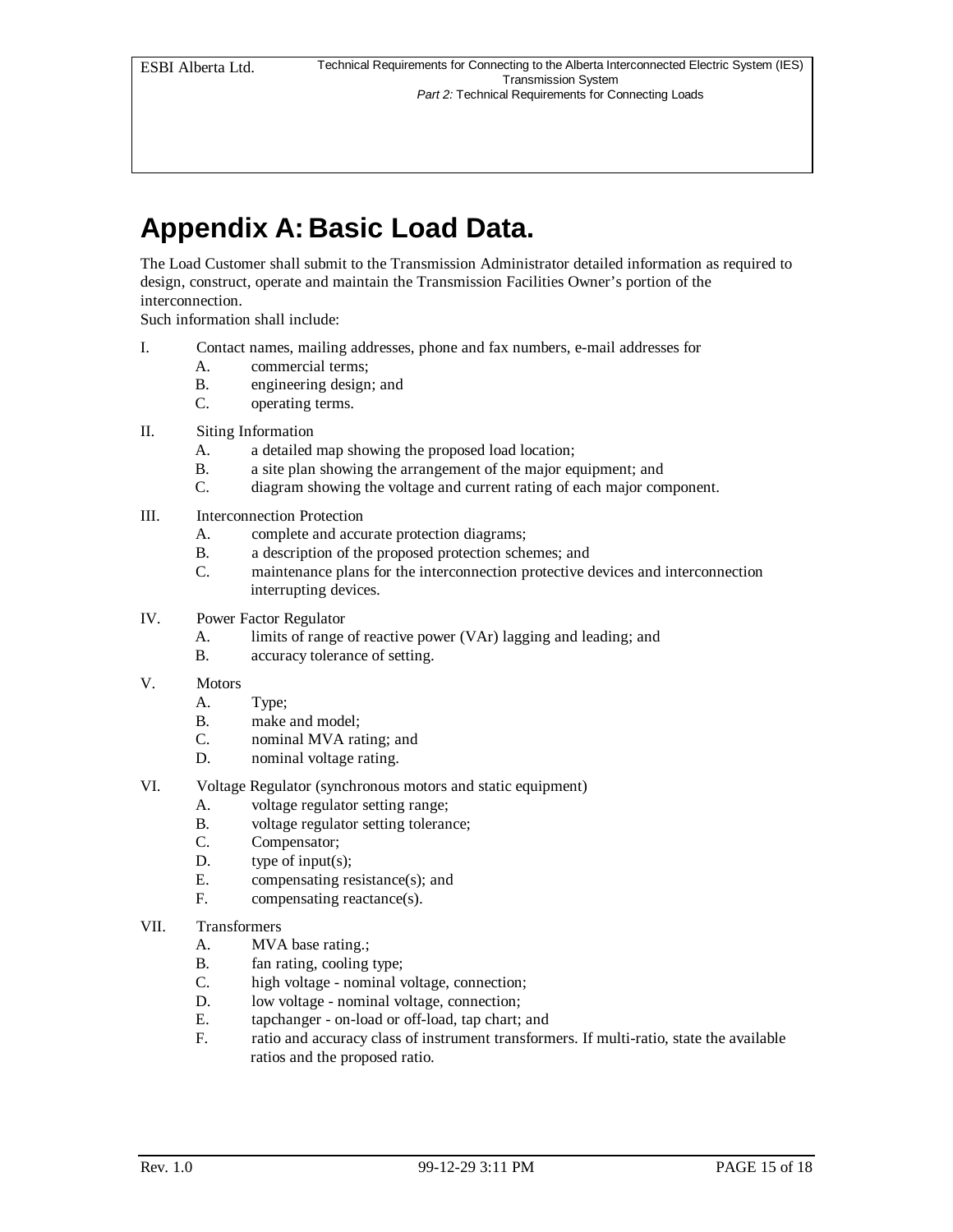# Appendix A: Basic Load Data.

The Load Customer shall submit to the Transmission Administrator detailed information as required to design, construct, operate and maintain the Transmission Facilities Owner's portion of the interconnection.
Such information shall include:

I. Contact names, mailing addresses, phone and fax numbers, e-mail addresses for
   - A. commercial terms;
   - B. engineering design; and
   - C. operating terms.

II. Siting Information
   - A. a detailed map showing the proposed load location;
   - B. a site plan showing the arrangement of the major equipment; and
   - C. diagram showing the voltage and current rating of each major component.

III. Interconnection Protection
   - A. complete and accurate protection diagrams;
   - B. a description of the proposed protection schemes; and
   - C. maintenance plans for the interconnection protective devices and interconnection interrupting devices.

IV. Power Factor Regulator
   - A. limits of range of reactive power (VAr) lagging and leading; and
   - B. accuracy tolerance of setting.

V. Motors
   - A. Type;
   - B. make and model;
   - C. nominal MVA rating; and
   - D. nominal voltage rating.

VI. Voltage Regulator (synchronous motors and static equipment)
   - A. voltage regulator setting range;
   - B. voltage regulator setting tolerance;
   - C. Compensator;
   - D. type of input(s);
   - E. compensating resistance(s); and
   - F. compensating reactance(s).

VII. Transformers
   - A. MVA base rating.;
   - B. fan rating, cooling type;
   - C. high voltage - nominal voltage, connection;
   - D. low voltage - nominal voltage, connection;
   - E. tapchanger - on-load or off-load, tap chart; and
   - F. ratio and accuracy class of instrument transformers. If multi-ratio, state the available ratios and the proposed ratio.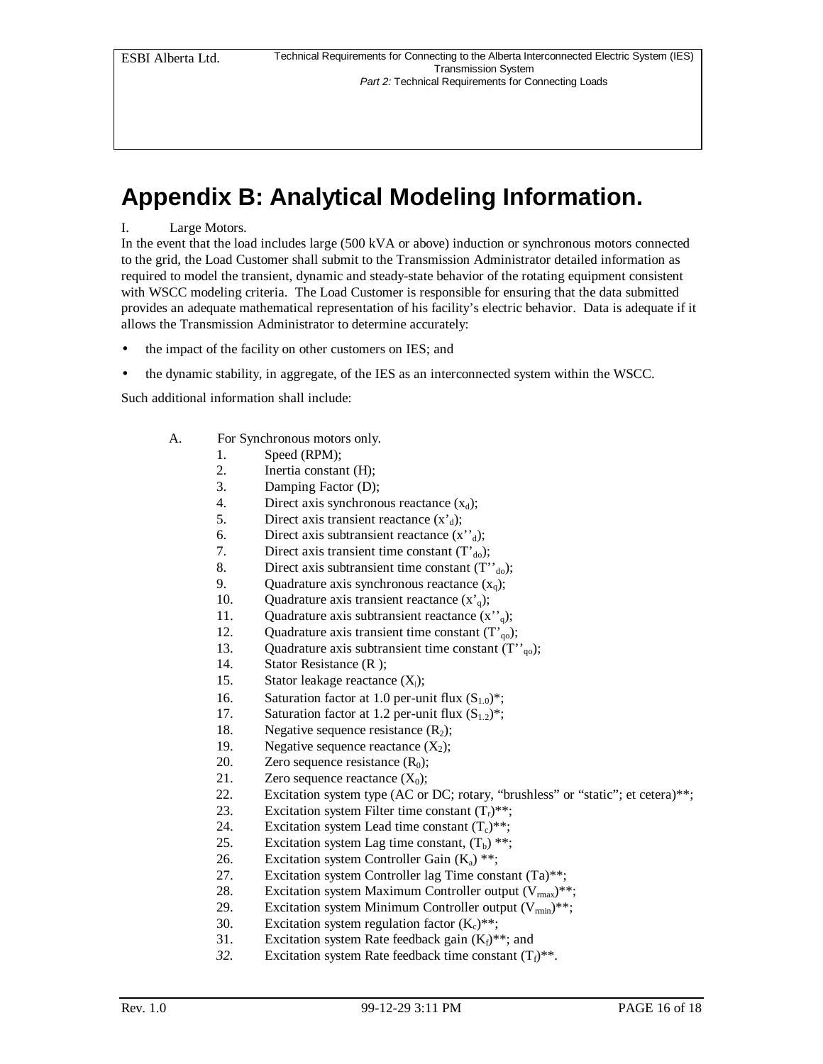# Appendix B: Analytical Modeling Information.

I. Large Motors.

In the event that the load includes large (500 kVA or above) induction or synchronous motors connected to the grid, the Load Customer shall submit to the Transmission Administrator detailed information as required to model the transient, dynamic and steady-state behavior of the rotating equipment consistent with WSCC modeling criteria. The Load Customer is responsible for ensuring that the data submitted provides an adequate mathematical representation of his facility's electric behavior. Data is adequate if it allows the Transmission Administrator to determine accurately:

- the impact of the facility on other customers on IES; and
- the dynamic stability, in aggregate, of the IES as an interconnected system within the WSCC.

Such additional information shall include:

A. For Synchronous motors only.

1. Speed (RPM);
2. Inertia constant (H);
3. Damping Factor (D);
4. Direct axis synchronous reactance ($x_d$);
5. Direct axis transient reactance ($x'_d$);
6. Direct axis subtransient reactance ($x''_d$);
7. Direct axis transient time constant ($T'_{do}$);
8. Direct axis subtransient time constant ($T''_{do}$);
9. Quadrature axis synchronous reactance ($x_q$);
10. Quadrature axis transient reactance ($x'_q$);
11. Quadrature axis subtransient reactance ($x''_q$);
12. Quadrature axis transient time constant ($T'_{qo}$);
13. Quadrature axis subtransient time constant ($T''_{qo}$);
14. Stator Resistance (R );
15. Stator leakage reactance ($X_l$);
16. Saturation factor at 1.0 per-unit flux ($S_{1.0}$)*;
17. Saturation factor at 1.2 per-unit flux ($S_{1.2}$)*;
18. Negative sequence resistance ($R_2$);
19. Negative sequence reactance ($X_2$);
20. Zero sequence resistance ($R_0$);
21. Zero sequence reactance ($X_0$);
22. Excitation system type (AC or DC; rotary, "brushless" or "static"; et cetera)**;
23. Excitation system Filter time constant ($T_r$)**;
24. Excitation system Lead time constant ($T_c$)**;
25. Excitation system Lag time constant, ($T_b$) **;
26. Excitation system Controller Gain ($K_a$) **;
27. Excitation system Controller lag Time constant (Ta)**;
28. Excitation system Maximum Controller output ($V_{rmax}$)**;
29. Excitation system Minimum Controller output ($V_{rmin}$)**;
30. Excitation system regulation factor ($K_c$)**;
31. Excitation system Rate feedback gain ($K_f$)**; and
32. Excitation system Rate feedback time constant ($T_f$)**.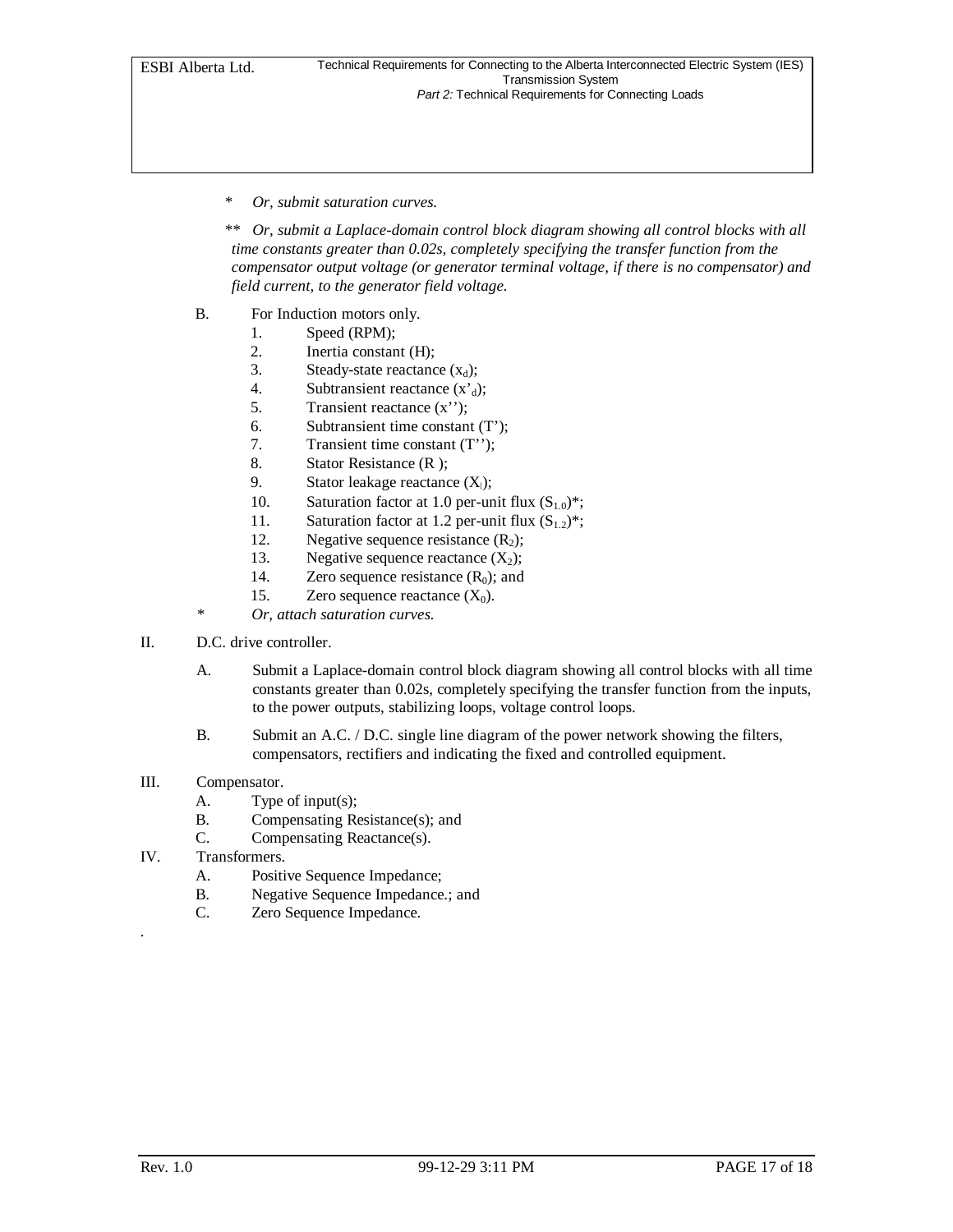\* *Or, submit saturation curves.*

\*\* *Or, submit a Laplace-domain control block diagram showing all control blocks with all time constants greater than 0.02s, completely specifying the transfer function from the compensator output voltage (or generator terminal voltage, if there is no compensator) and field current, to the generator field voltage.*

B. For Induction motors only.

1. Speed (RPM);
2. Inertia constant (H);
3. Steady-state reactance ($x_d$);
4. Subtransient reactance ($x'_d$);
5. Transient reactance ($x''$);
6. Subtransient time constant (T');
7. Transient time constant (T'');
8. Stator Resistance (R );
9. Stator leakage reactance ($X_l$);
10. Saturation factor at 1.0 per-unit flux ($S_{1.0}$)*;
11. Saturation factor at 1.2 per-unit flux ($S_{1.2}$)*;
12. Negative sequence resistance ($R_2$);
13. Negative sequence reactance ($X_2$);
14. Zero sequence resistance ($R_0$); and
15. Zero sequence reactance ($X_0$).

\* *Or, attach saturation curves.*

II. D.C. drive controller.

A. Submit a Laplace-domain control block diagram showing all control blocks with all time constants greater than 0.02s, completely specifying the transfer function from the inputs, to the power outputs, stabilizing loops, voltage control loops.

B. Submit an A.C. / D.C. single line diagram of the power network showing the filters, compensators, rectifiers and indicating the fixed and controlled equipment.

III. Compensator.

A. Type of input(s);
B. Compensating Resistance(s); and
C. Compensating Reactance(s).

IV. Transformers.

A. Positive Sequence Impedance;
B. Negative Sequence Impedance.; and
C. Zero Sequence Impedance.

.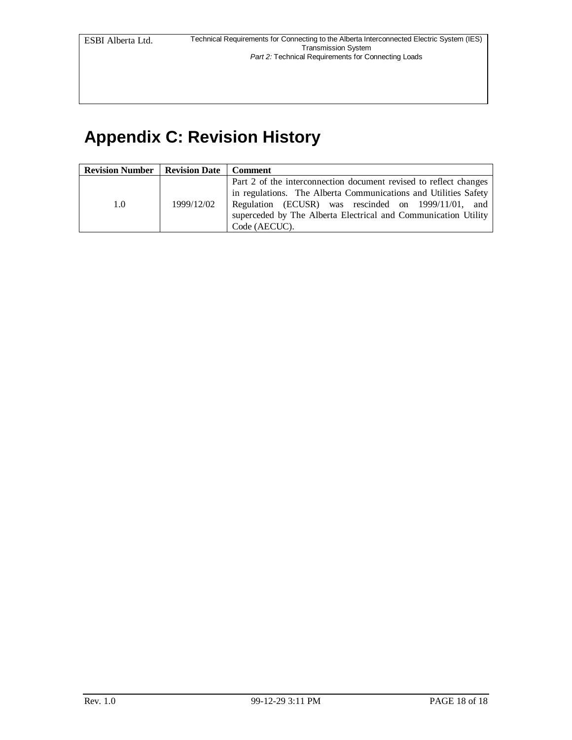# Appendix C: Revision History

| Revision Number | Revision Date | Comment |
|---|---|---|
| 1.0 | 1999/12/02 | Part 2 of the interconnection document revised to reflect changes in regulations. The Alberta Communications and Utilities Safety Regulation (ECUSR) was rescinded on 1999/11/01, and superceded by The Alberta Electrical and Communication Utility Code (AECUC). |